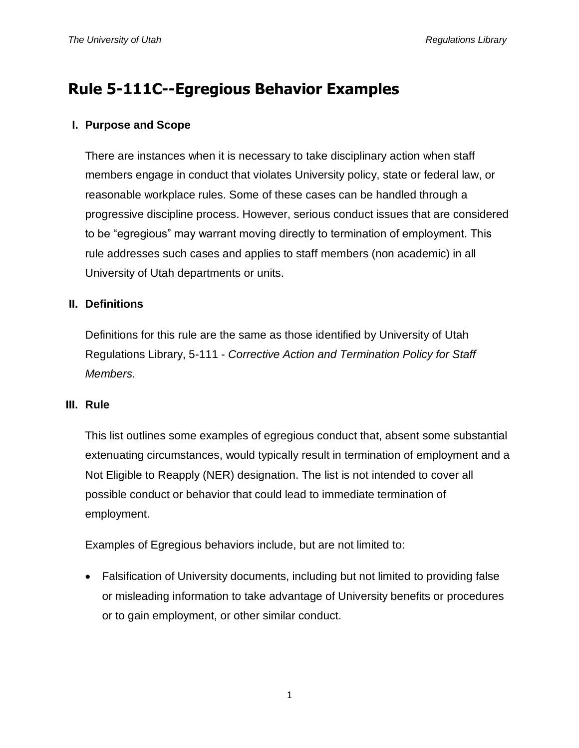# Rule 5-111C--Egregious Behavior Examples

## I. Purpose and Scope

There are instances when it is necessary to take disciplinary action when staff members engage in conduct that violates University policy, state or federal law, or reasonable workplace rules. Some of these cases can be handled through a progressive discipline process. However, serious conduct issues that are considered to be "egregious" may warrant moving directly to termination of employment. This rule addresses such cases and applies to staff members (non academic) in all University of Utah departments or units.

## II. Definitions

Definitions for this rule are the same as those identified by University of Utah Regulations Library, 5-111 - *Corrective Action and Termination Policy for Staff Members.*

## III. Rule

This list outlines some examples of egregious conduct that, absent some substantial extenuating circumstances, would typically result in termination of employment and a Not Eligible to Reapply (NER) designation. The list is not intended to cover all possible conduct or behavior that could lead to immediate termination of employment.

Examples of Egregious behaviors include, but are not limited to:

- Falsification of University documents, including but not limited to providing false or misleading information to take advantage of University benefits or procedures or to gain employment, or other similar conduct.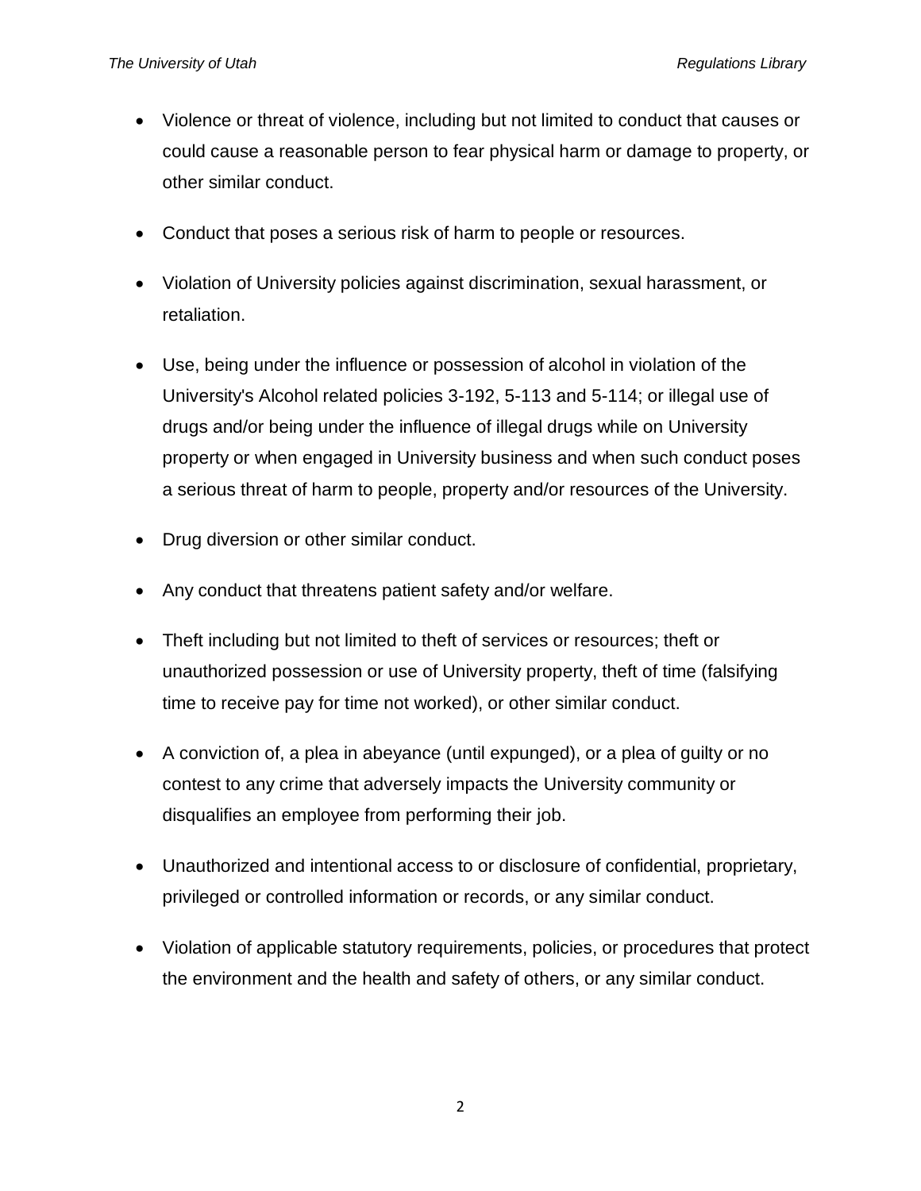- Violence or threat of violence, including but not limited to conduct that causes or could cause a reasonable person to fear physical harm or damage to property, or other similar conduct.

- Conduct that poses a serious risk of harm to people or resources.

- Violation of University policies against discrimination, sexual harassment, or retaliation.

- Use, being under the influence or possession of alcohol in violation of the University's Alcohol related policies 3-192, 5-113 and 5-114; or illegal use of drugs and/or being under the influence of illegal drugs while on University property or when engaged in University business and when such conduct poses a serious threat of harm to people, property and/or resources of the University.

- Drug diversion or other similar conduct.

- Any conduct that threatens patient safety and/or welfare.

- Theft including but not limited to theft of services or resources; theft or unauthorized possession or use of University property, theft of time (falsifying time to receive pay for time not worked), or other similar conduct.

- A conviction of, a plea in abeyance (until expunged), or a plea of guilty or no contest to any crime that adversely impacts the University community or disqualifies an employee from performing their job.

- Unauthorized and intentional access to or disclosure of confidential, proprietary, privileged or controlled information or records, or any similar conduct.

- Violation of applicable statutory requirements, policies, or procedures that protect the environment and the health and safety of others, or any similar conduct.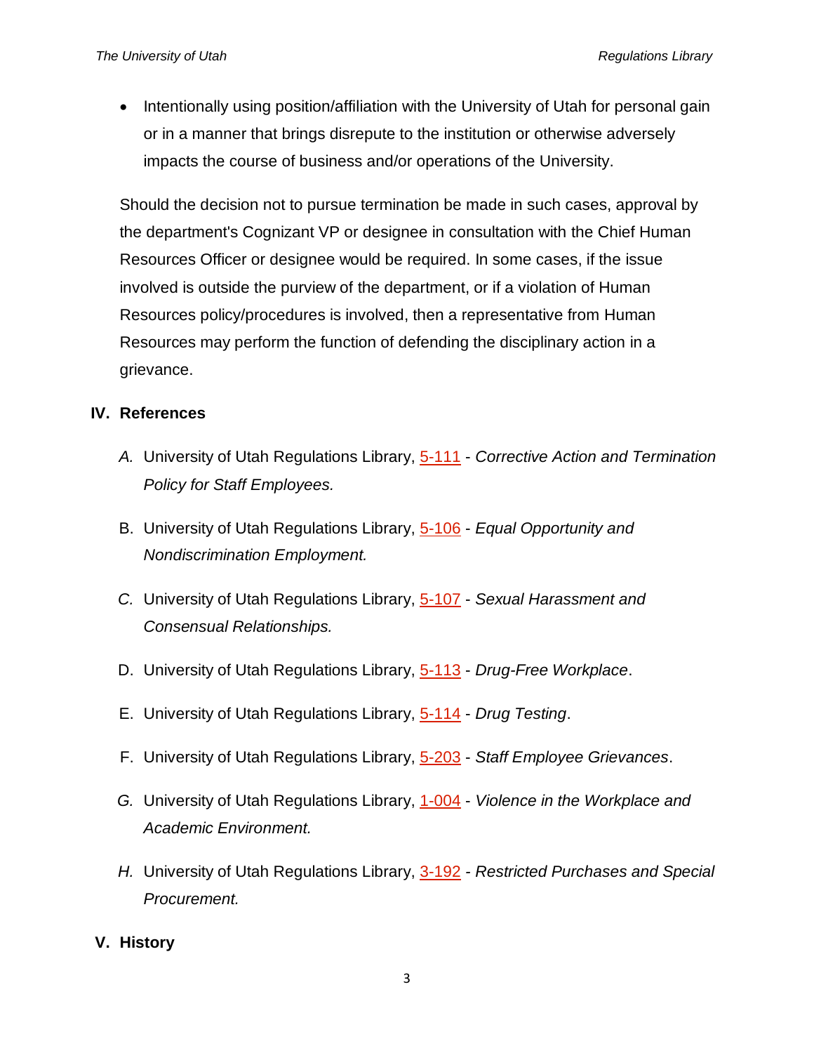- Intentionally using position/affiliation with the University of Utah for personal gain or in a manner that brings disrepute to the institution or otherwise adversely impacts the course of business and/or operations of the University.

Should the decision not to pursue termination be made in such cases, approval by the department's Cognizant VP or designee in consultation with the Chief Human Resources Officer or designee would be required. In some cases, if the issue involved is outside the purview of the department, or if a violation of Human Resources policy/procedures is involved, then a representative from Human Resources may perform the function of defending the disciplinary action in a grievance.

## IV. References

*A.* University of Utah Regulations Library, 5-111 - *Corrective Action and Termination Policy for Staff Employees.*

B. University of Utah Regulations Library, 5-106 - *Equal Opportunity and Nondiscrimination Employment.*

*C.* University of Utah Regulations Library, 5-107 - *Sexual Harassment and Consensual Relationships.*

D. University of Utah Regulations Library, 5-113 - *Drug-Free Workplace*.

E. University of Utah Regulations Library, 5-114 - *Drug Testing*.

F. University of Utah Regulations Library, 5-203 - *Staff Employee Grievances*.

*G.* University of Utah Regulations Library, 1-004 - *Violence in the Workplace and Academic Environment.*

*H.* University of Utah Regulations Library, 3-192 - *Restricted Purchases and Special Procurement.*

## V. History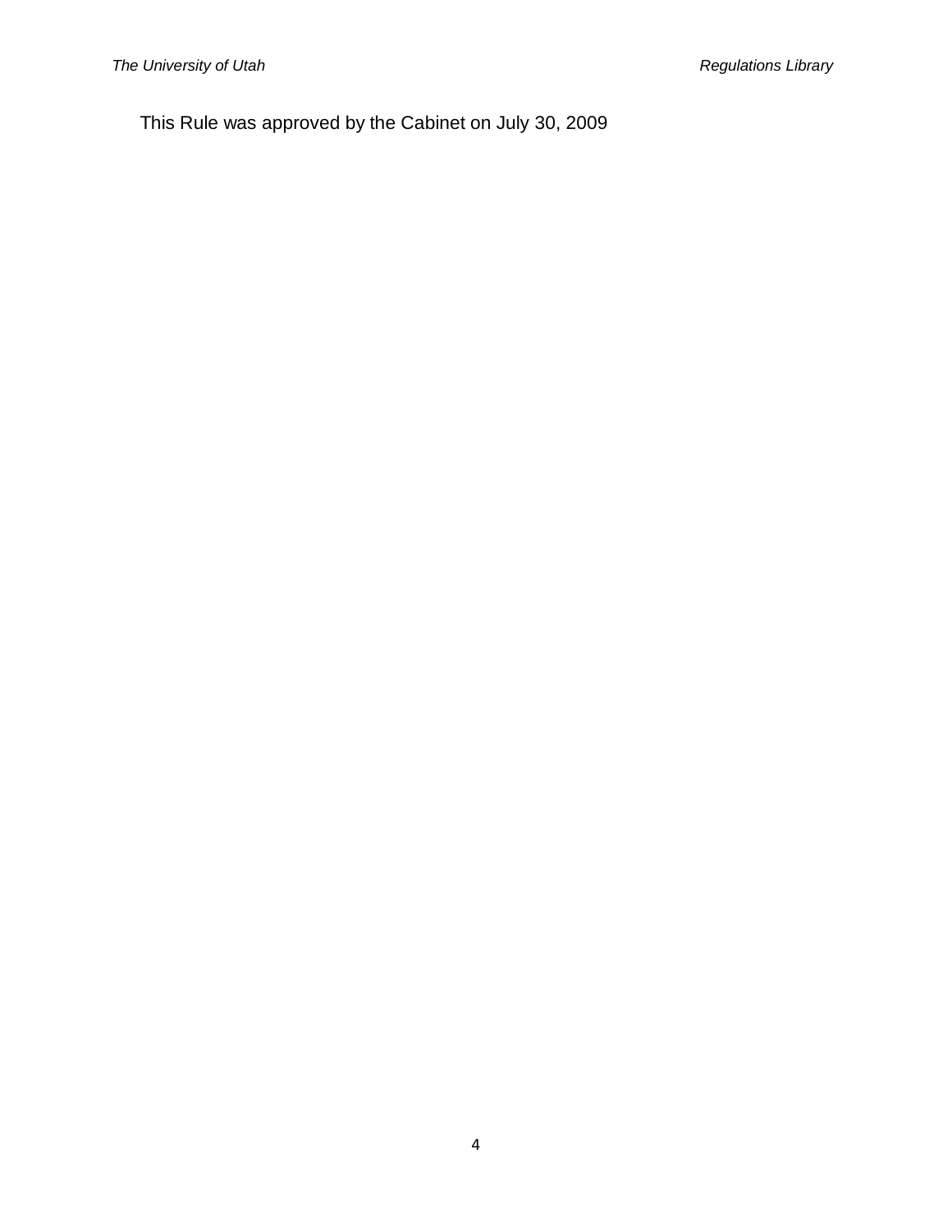This Rule was approved by the Cabinet on July 30, 2009